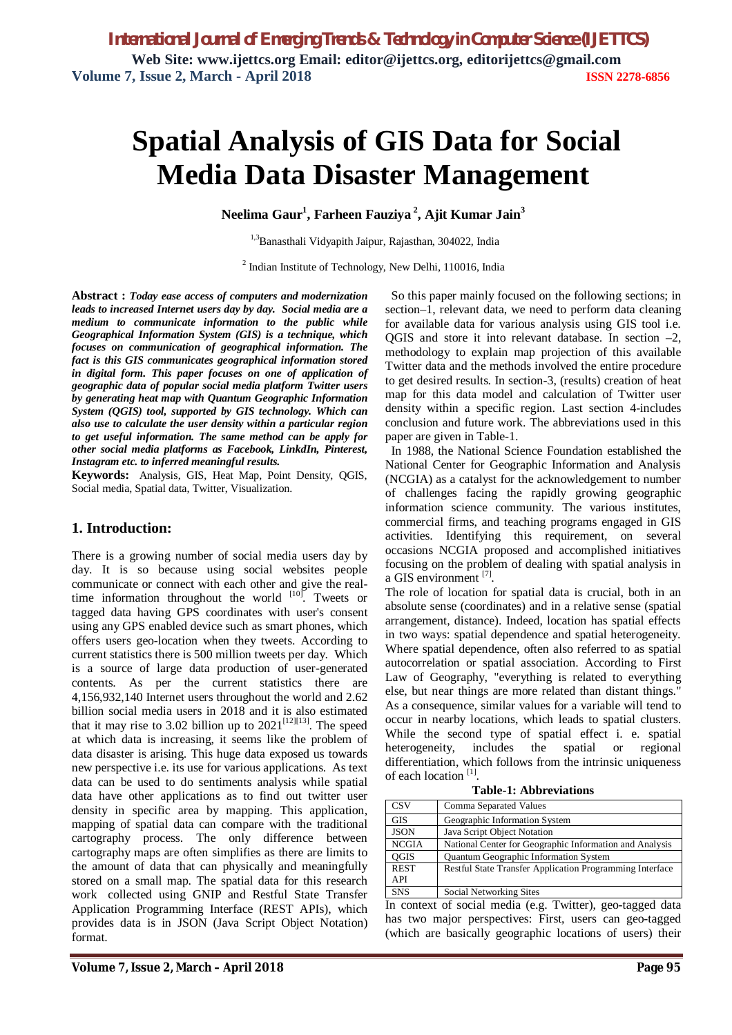# Spatial Analysis of GIS Data for Social Media Data Disaster Management

**Neelima Gaur[1], Farheen Fauziya[2], Ajit Kumar Jain[3]**

[1,3]Banasthali Vidyapith Jaipur, Rajasthan, 304022, India

[2] Indian Institute of Technology, New Delhi, 110016, India

**Abstract :** ***Today ease access of computers and modernization leads to increased Internet users day by day. Social media are a medium to communicate information to the public while Geographical Information System (GIS) is a technique, which focuses on communication of geographical information. The fact is this GIS communicates geographical information stored in digital form. This paper focuses on one of application of geographic data of popular social media platform Twitter users by generating heat map with Quantum Geographic Information System (QGIS) tool, supported by GIS technology. Which can also use to calculate the user density within a particular region to get useful information. The same method can be apply for other social media platforms as Facebook, LinkdIn, Pinterest, Instagram etc. to inferred meaningful results.***

**Keywords:** Analysis, GIS, Heat Map, Point Density, QGIS, Social media, Spatial data, Twitter, Visualization.

## 1. Introduction:

There is a growing number of social media users day by day. It is so because using social websites people communicate or connect with each other and give the real-time information throughout the world [10]. Tweets or tagged data having GPS coordinates with user's consent using any GPS enabled device such as smart phones, which offers users geo-location when they tweets. According to current statistics there is 500 million tweets per day. Which is a source of large data production of user-generated contents. As per the current statistics there are 4,156,932,140 Internet users throughout the world and 2.62 billion social media users in 2018 and it is also estimated that it may rise to 3.02 billion up to 2021[12][13]. The speed at which data is increasing, it seems like the problem of data disaster is arising. This huge data exposed us towards new perspective i.e. its use for various applications. As text data can be used to do sentiments analysis while spatial data have other applications as to find out twitter user density in specific area by mapping. This application, mapping of spatial data can compare with the traditional cartography process. The only difference between cartography maps are often simplifies as there are limits to the amount of data that can physically and meaningfully stored on a small map. The spatial data for this research work collected using GNIP and Restful State Transfer Application Programming Interface (REST APIs), which provides data is in JSON (Java Script Object Notation) format.

So this paper mainly focused on the following sections; in section–1, relevant data, we need to perform data cleaning for available data for various analysis using GIS tool i.e. QGIS and store it into relevant database. In section –2, methodology to explain map projection of this available Twitter data and the methods involved the entire procedure to get desired results. In section-3, (results) creation of heat map for this data model and calculation of Twitter user density within a specific region. Last section 4-includes conclusion and future work. The abbreviations used in this paper are given in Table-1.

In 1988, the National Science Foundation established the National Center for Geographic Information and Analysis (NCGIA) as a catalyst for the acknowledgement to number of challenges facing the rapidly growing geographic information science community. The various institutes, commercial firms, and teaching programs engaged in GIS activities. Identifying this requirement, on several occasions NCGIA proposed and accomplished initiatives focusing on the problem of dealing with spatial analysis in a GIS environment [7].

The role of location for spatial data is crucial, both in an absolute sense (coordinates) and in a relative sense (spatial arrangement, distance). Indeed, location has spatial effects in two ways: spatial dependence and spatial heterogeneity. Where spatial dependence, often also referred to as spatial autocorrelation or spatial association. According to First Law of Geography, "everything is related to everything else, but near things are more related than distant things." As a consequence, similar values for a variable will tend to occur in nearby locations, which leads to spatial clusters. While the second type of spatial effect i. e. spatial heterogeneity, includes the spatial or regional differentiation, which follows from the intrinsic uniqueness of each location [1].

**Table-1: Abbreviations**

| | |
|---|---|
| CSV | Comma Separated Values |
| GIS | Geographic Information System |
| JSON | Java Script Object Notation |
| NCGIA | National Center for Geographic Information and Analysis |
| QGIS | Quantum Geographic Information System |
| REST API | Restful State Transfer Application Programming Interface |
| SNS | Social Networking Sites |

In context of social media (e.g. Twitter), geo-tagged data has two major perspectives: First, users can geo-tagged (which are basically geographic locations of users) their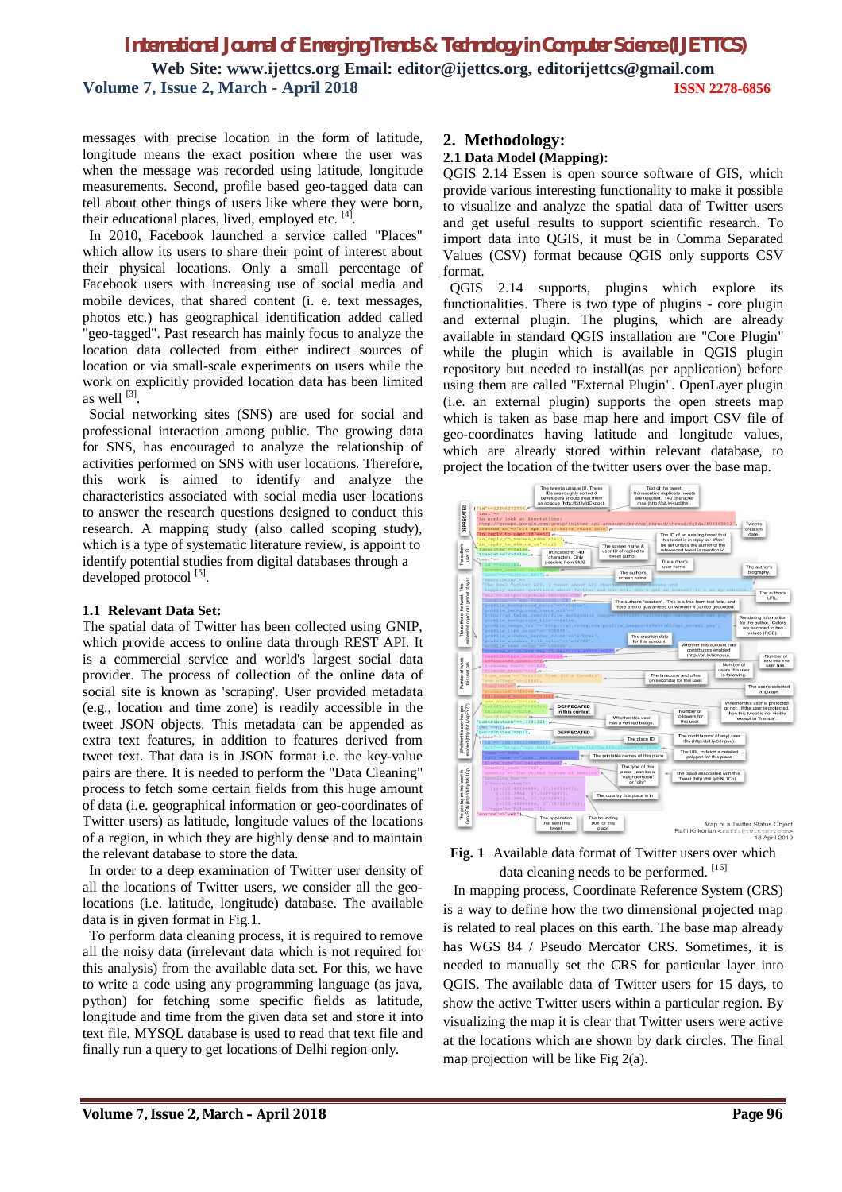messages with precise location in the form of latitude, longitude means the exact position where the user was when the message was recorded using latitude, longitude measurements. Second, profile based geo-tagged data can tell about other things of users like where they were born, their educational places, lived, employed etc. [4].

In 2010, Facebook launched a service called "Places" which allow its users to share their point of interest about their physical locations. Only a small percentage of Facebook users with increasing use of social media and mobile devices, that shared content (i. e. text messages, photos etc.) has geographical identification added called "geo-tagged". Past research has mainly focus to analyze the location data collected from either indirect sources of location or via small-scale experiments on users while the work on explicitly provided location data has been limited as well [3].

Social networking sites (SNS) are used for social and professional interaction among public. The growing data for SNS, has encouraged to analyze the relationship of activities performed on SNS with user locations. Therefore, this work is aimed to identify and analyze the characteristics associated with social media user locations to answer the research questions designed to conduct this research. A mapping study (also called scoping study), which is a type of systematic literature review, is appoint to identify potential studies from digital databases through a developed protocol [5].

### 1.1 Relevant Data Set:

The spatial data of Twitter has been collected using GNIP, which provide access to online data through REST API. It is a commercial service and world's largest social data provider. The process of collection of the online data of social site is known as 'scraping'. User provided metadata (e.g., location and time zone) is readily accessible in the tweet JSON objects. This metadata can be appended as extra text features, in addition to features derived from tweet text. That data is in JSON format i.e. the key-value pairs are there. It is needed to perform the "Data Cleaning" process to fetch some certain fields from this huge amount of data (i.e. geographical information or geo-coordinates of Twitter users) as latitude, longitude values of the locations of a region, in which they are highly dense and to maintain the relevant database to store the data.

In order to a deep examination of Twitter user density of all the locations of Twitter users, we consider all the geo-locations (i.e. latitude, longitude) database. The available data is in given format in Fig.1.

To perform data cleaning process, it is required to remove all the noisy data (irrelevant data which is not required for this analysis) from the available data set. For this, we have to write a code using any programming language (as java, python) for fetching some specific fields as latitude, longitude and time from the given data set and store it into text file. MYSQL database is used to read that text file and finally run a query to get locations of Delhi region only.

## 2. Methodology:

### 2.1 Data Model (Mapping):

QGIS 2.14 Essen is open source software of GIS, which provide various interesting functionality to make it possible to visualize and analyze the spatial data of Twitter users and get useful results to support scientific research. To import data into QGIS, it must be in Comma Separated Values (CSV) format because QGIS only supports CSV format.

QGIS 2.14 supports, plugins which explore its functionalities. There is two type of plugins - core plugin and external plugin. The plugins, which are already available in standard QGIS installation are "Core Plugin" while the plugin which is available in QGIS plugin repository but needed to install(as per application) before using them are called "External Plugin". OpenLayer plugin (i.e. an external plugin) supports the open streets map which is taken as base map here and import CSV file of geo-coordinates having latitude and longitude values, which are already stored within relevant database, to project the location of the twitter users over the base map.

**Fig. 1** Available data format of Twitter users over which data cleaning needs to be performed. [16]

In mapping process, Coordinate Reference System (CRS) is a way to define how the two dimensional projected map is related to real places on this earth. The base map already has WGS 84 / Pseudo Mercator CRS. Sometimes, it is needed to manually set the CRS for particular layer into QGIS. The available data of Twitter users for 15 days, to show the active Twitter users within a particular region. By visualizing the map it is clear that Twitter users were active at the locations which are shown by dark circles. The final map projection will be like Fig 2(a).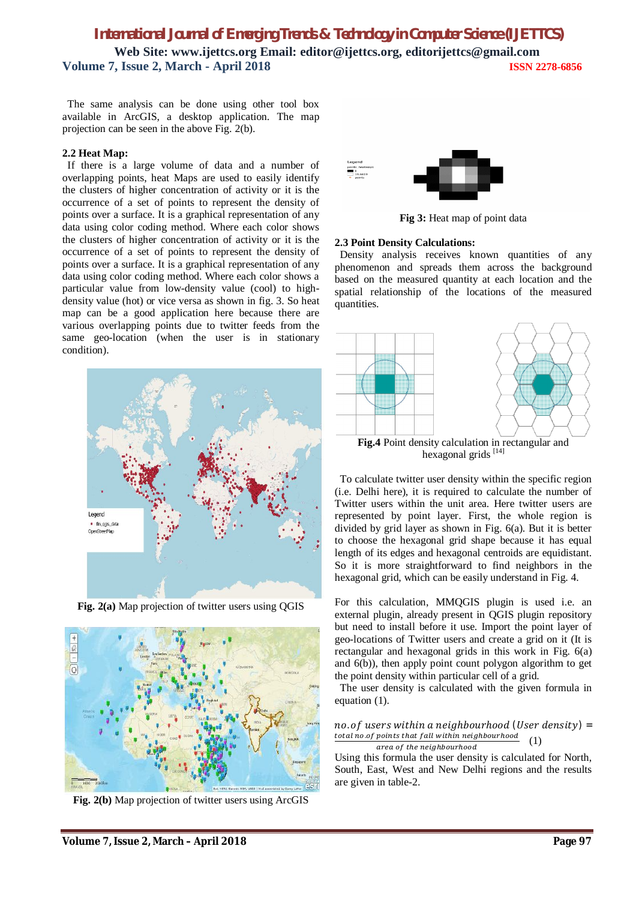The same analysis can be done using other tool box available in ArcGIS, a desktop application. The map projection can be seen in the above Fig. 2(b).

### 2.2 Heat Map:

If there is a large volume of data and a number of overlapping points, heat Maps are used to easily identify the clusters of higher concentration of activity or it is the occurrence of a set of points to represent the density of points over a surface. It is a graphical representation of any data using color coding method. Where each color shows the clusters of higher concentration of activity or it is the occurrence of a set of points to represent the density of points over a surface. It is a graphical representation of any data using color coding method. Where each color shows a particular value from low-density value (cool) to high-density value (hot) or vice versa as shown in fig. 3. So heat map can be a good application here because there are various overlapping points due to twitter feeds from the same geo-location (when the user is in stationary condition).

**Fig. 2(a)** Map projection of twitter users using QGIS

**Fig. 2(b)** Map projection of twitter users using ArcGIS

**Fig 3:** Heat map of point data

### 2.3 Point Density Calculations:

Density analysis receives known quantities of any phenomenon and spreads them across the background based on the measured quantity at each location and the spatial relationship of the locations of the measured quantities.

**Fig.4** Point density calculation in rectangular and hexagonal grids [14]

To calculate twitter user density within the specific region (i.e. Delhi here), it is required to calculate the number of Twitter users within the unit area. Here twitter users are represented by point layer. First, the whole region is divided by grid layer as shown in Fig. 6(a). But it is better to choose the hexagonal grid shape because it has equal length of its edges and hexagonal centroids are equidistant. So it is more straightforward to find neighbors in the hexagonal grid, which can be easily understand in Fig. 4.

For this calculation, MMQGIS plugin is used i.e. an external plugin, already present in QGIS plugin repository but need to install before it use. Import the point layer of geo-locations of Twitter users and create a grid on it (It is rectangular and hexagonal grids in this work in Fig. 6(a) and 6(b)), then apply point count polygon algorithm to get the point density within particular cell of a grid.

The user density is calculated with the given formula in equation (1).

$$no.of\ users\ within\ a\ neighbourhood\ (User\ density) = \frac{total\ no.of\ points\ that\ fall\ within\ neighbourhood}{area\ of\ the\ neighbourhood} \quad (1)$$

Using this formula the user density is calculated for North, South, East, West and New Delhi regions and the results are given in table-2.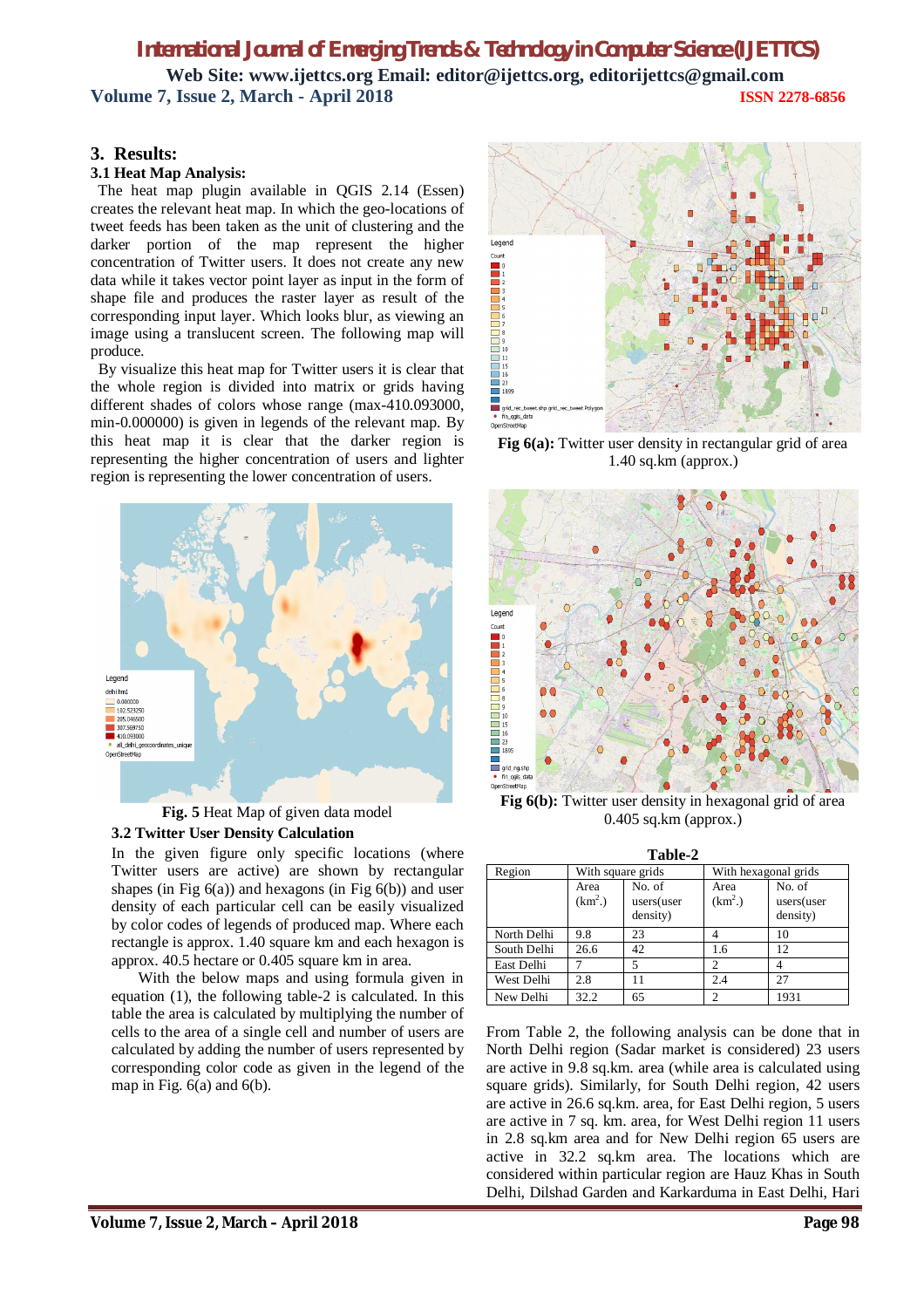## 3. Results:

### 3.1 Heat Map Analysis:

The heat map plugin available in QGIS 2.14 (Essen) creates the relevant heat map. In which the geo-locations of tweet feeds has been taken as the unit of clustering and the darker portion of the map represent the higher concentration of Twitter users. It does not create any new data while it takes vector point layer as input in the form of shape file and produces the raster layer as result of the corresponding input layer. Which looks blur, as viewing an image using a translucent screen. The following map will produce.

By visualize this heat map for Twitter users it is clear that the whole region is divided into matrix or grids having different shades of colors whose range (max-410.093000, min-0.000000) is given in legends of the relevant map. By this heat map it is clear that the darker region is representing the higher concentration of users and lighter region is representing the lower concentration of users.

**Fig. 5** Heat Map of given data model

### 3.2 Twitter User Density Calculation

In the given figure only specific locations (where Twitter users are active) are shown by rectangular shapes (in Fig 6(a)) and hexagons (in Fig 6(b)) and user density of each particular cell can be easily visualized by color codes of legends of produced map. Where each rectangle is approx. 1.40 square km and each hexagon is approx. 40.5 hectare or 0.405 square km in area.

With the below maps and using formula given in equation (1), the following table-2 is calculated. In this table the area is calculated by multiplying the number of cells to the area of a single cell and number of users are calculated by adding the number of users represented by corresponding color code as given in the legend of the map in Fig. 6(a) and 6(b).

**Fig 6(a):** Twitter user density in rectangular grid of area 1.40 sq.km (approx.)

**Fig 6(b):** Twitter user density in hexagonal grid of area 0.405 sq.km (approx.)

**Table-2**

| Region | With square grids | | With hexagonal grids | |
|---|---|---|---|---|
| | Area ($km^2$.) | No. of users(user density) | Area ($km^2$.) | No. of users(user density) |
| North Delhi | 9.8 | 23 | 4 | 10 |
| South Delhi | 26.6 | 42 | 1.6 | 12 |
| East Delhi | 7 | 5 | 2 | 4 |
| West Delhi | 2.8 | 11 | 2.4 | 27 |
| New Delhi | 32.2 | 65 | 2 | 1931 |

From Table 2, the following analysis can be done that in North Delhi region (Sadar market is considered) 23 users are active in 9.8 sq.km. area (while area is calculated using square grids). Similarly, for South Delhi region, 42 users are active in 26.6 sq.km. area, for East Delhi region, 5 users are active in 7 sq. km. area, for West Delhi region 11 users in 2.8 sq.km area and for New Delhi region 65 users are active in 32.2 sq.km area. The locations which are considered within particular region are Hauz Khas in South Delhi, Dilshad Garden and Karkarduma in East Delhi, Hari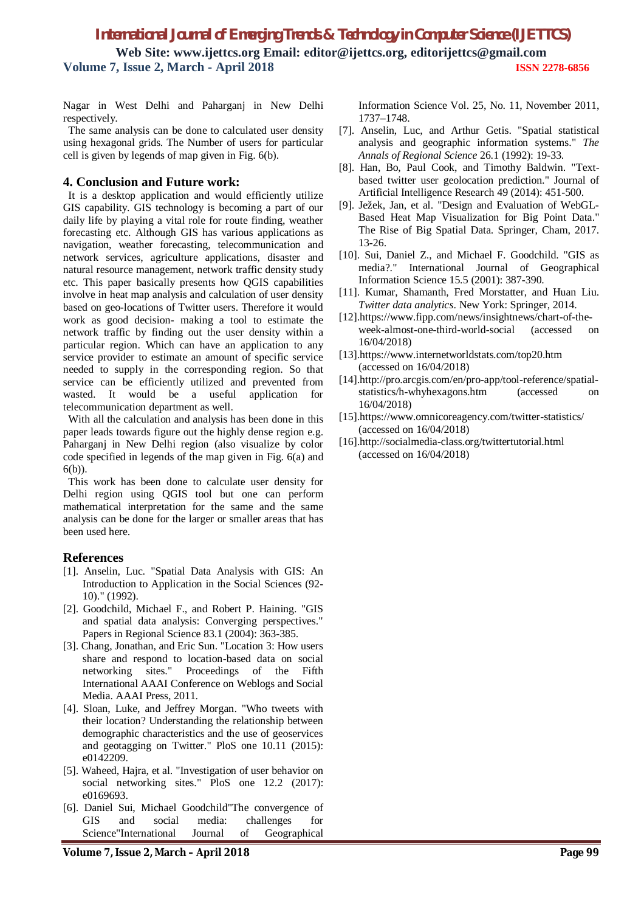Nagar in West Delhi and Paharganj in New Delhi respectively.

The same analysis can be done to calculated user density using hexagonal grids. The Number of users for particular cell is given by legends of map given in Fig. 6(b).

## 4. Conclusion and Future work:

It is a desktop application and would efficiently utilize GIS capability. GIS technology is becoming a part of our daily life by playing a vital role for route finding, weather forecasting etc. Although GIS has various applications as navigation, weather forecasting, telecommunication and network services, agriculture applications, disaster and natural resource management, network traffic density study etc. This paper basically presents how QGIS capabilities involve in heat map analysis and calculation of user density based on geo-locations of Twitter users. Therefore it would work as good decision- making a tool to estimate the network traffic by finding out the user density within a particular region. Which can have an application to any service provider to estimate an amount of specific service needed to supply in the corresponding region. So that service can be efficiently utilized and prevented from wasted. It would be a useful application for telecommunication department as well.

With all the calculation and analysis has been done in this paper leads towards figure out the highly dense region e.g. Paharganj in New Delhi region (also visualize by color code specified in legends of the map given in Fig. 6(a) and 6(b)).

This work has been done to calculate user density for Delhi region using QGIS tool but one can perform mathematical interpretation for the same and the same analysis can be done for the larger or smaller areas that has been used here.

## References

[1]. Anselin, Luc. "Spatial Data Analysis with GIS: An Introduction to Application in the Social Sciences (92-10)." (1992).

[2]. Goodchild, Michael F., and Robert P. Haining. "GIS and spatial data analysis: Converging perspectives." Papers in Regional Science 83.1 (2004): 363-385.

[3]. Chang, Jonathan, and Eric Sun. "Location 3: How users share and respond to location-based data on social networking sites." Proceedings of the Fifth International AAAI Conference on Weblogs and Social Media. AAAI Press, 2011.

[4]. Sloan, Luke, and Jeffrey Morgan. "Who tweets with their location? Understanding the relationship between demographic characteristics and the use of geoservices and geotagging on Twitter." PloS one 10.11 (2015): e0142209.

[5]. Waheed, Hajra, et al. "Investigation of user behavior on social networking sites." PloS one 12.2 (2017): e0169693.

[6]. Daniel Sui, Michael Goodchild"The convergence of GIS and social media: challenges for Science"International Journal of Geographical Information Science Vol. 25, No. 11, November 2011, 1737–1748.

[7]. Anselin, Luc, and Arthur Getis. "Spatial statistical analysis and geographic information systems." *The Annals of Regional Science* 26.1 (1992): 19-33.

[8]. Han, Bo, Paul Cook, and Timothy Baldwin. "Text-based twitter user geolocation prediction." Journal of Artificial Intelligence Research 49 (2014): 451-500.

[9]. Ježek, Jan, et al. "Design and Evaluation of WebGL-Based Heat Map Visualization for Big Point Data." The Rise of Big Spatial Data. Springer, Cham, 2017. 13-26.

[10]. Sui, Daniel Z., and Michael F. Goodchild. "GIS as media?." International Journal of Geographical Information Science 15.5 (2001): 387-390.

[11]. Kumar, Shamanth, Fred Morstatter, and Huan Liu. *Twitter data analytics*. New York: Springer, 2014.

[12].https://www.fipp.com/news/insightnews/chart-of-the-week-almost-one-third-world-social (accessed on 16/04/2018)

[13].https://www.internetworldstats.com/top20.htm (accessed on 16/04/2018)

[14].http://pro.arcgis.com/en/pro-app/tool-reference/spatial-statistics/h-whyhexagons.htm (accessed on 16/04/2018)

[15].https://www.omnicoreagency.com/twitter-statistics/ (accessed on 16/04/2018)

[16].http://socialmedia-class.org/twittertutorial.html (accessed on 16/04/2018)